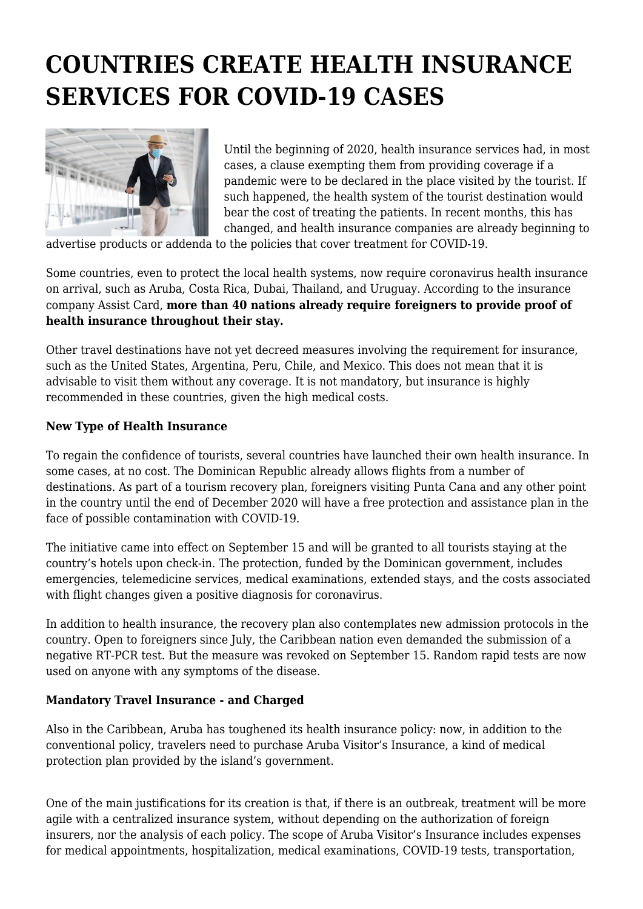# COUNTRIES CREATE HEALTH INSURANCE SERVICES FOR COVID-19 CASES

Until the beginning of 2020, health insurance services had, in most cases, a clause exempting them from providing coverage if a pandemic were to be declared in the place visited by the tourist. If such happened, the health system of the tourist destination would bear the cost of treating the patients. In recent months, this has changed, and health insurance companies are already beginning to advertise products or addenda to the policies that cover treatment for COVID-19.

Some countries, even to protect the local health systems, now require coronavirus health insurance on arrival, such as Aruba, Costa Rica, Dubai, Thailand, and Uruguay. According to the insurance company Assist Card, **more than 40 nations already require foreigners to provide proof of health insurance throughout their stay.**

Other travel destinations have not yet decreed measures involving the requirement for insurance, such as the United States, Argentina, Peru, Chile, and Mexico. This does not mean that it is advisable to visit them without any coverage. It is not mandatory, but insurance is highly recommended in these countries, given the high medical costs.

**New Type of Health Insurance**

To regain the confidence of tourists, several countries have launched their own health insurance. In some cases, at no cost. The Dominican Republic already allows flights from a number of destinations. As part of a tourism recovery plan, foreigners visiting Punta Cana and any other point in the country until the end of December 2020 will have a free protection and assistance plan in the face of possible contamination with COVID-19.

The initiative came into effect on September 15 and will be granted to all tourists staying at the country's hotels upon check-in. The protection, funded by the Dominican government, includes emergencies, telemedicine services, medical examinations, extended stays, and the costs associated with flight changes given a positive diagnosis for coronavirus.

In addition to health insurance, the recovery plan also contemplates new admission protocols in the country. Open to foreigners since July, the Caribbean nation even demanded the submission of a negative RT-PCR test. But the measure was revoked on September 15. Random rapid tests are now used on anyone with any symptoms of the disease.

**Mandatory Travel Insurance - and Charged**

Also in the Caribbean, Aruba has toughened its health insurance policy: now, in addition to the conventional policy, travelers need to purchase Aruba Visitor's Insurance, a kind of medical protection plan provided by the island's government.

One of the main justifications for its creation is that, if there is an outbreak, treatment will be more agile with a centralized insurance system, without depending on the authorization of foreign insurers, nor the analysis of each policy. The scope of Aruba Visitor's Insurance includes expenses for medical appointments, hospitalization, medical examinations, COVID-19 tests, transportation,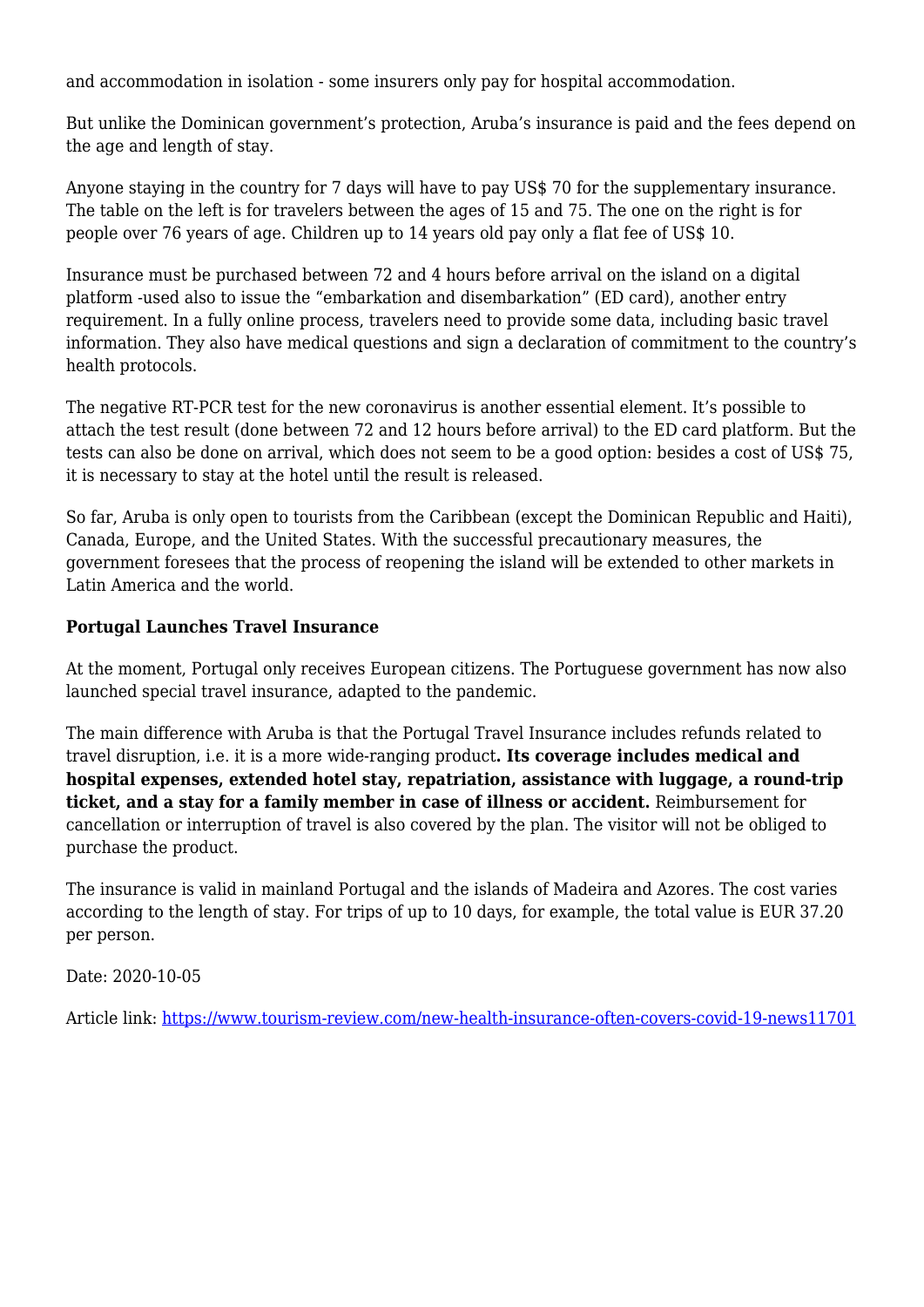and accommodation in isolation - some insurers only pay for hospital accommodation.

But unlike the Dominican government's protection, Aruba's insurance is paid and the fees depend on the age and length of stay.

Anyone staying in the country for 7 days will have to pay US$ 70 for the supplementary insurance. The table on the left is for travelers between the ages of 15 and 75. The one on the right is for people over 76 years of age. Children up to 14 years old pay only a flat fee of US$ 10.

Insurance must be purchased between 72 and 4 hours before arrival on the island on a digital platform -used also to issue the "embarkation and disembarkation" (ED card), another entry requirement. In a fully online process, travelers need to provide some data, including basic travel information. They also have medical questions and sign a declaration of commitment to the country's health protocols.

The negative RT-PCR test for the new coronavirus is another essential element. It's possible to attach the test result (done between 72 and 12 hours before arrival) to the ED card platform. But the tests can also be done on arrival, which does not seem to be a good option: besides a cost of US$ 75, it is necessary to stay at the hotel until the result is released.

So far, Aruba is only open to tourists from the Caribbean (except the Dominican Republic and Haiti), Canada, Europe, and the United States. With the successful precautionary measures, the government foresees that the process of reopening the island will be extended to other markets in Latin America and the world.

**Portugal Launches Travel Insurance**

At the moment, Portugal only receives European citizens. The Portuguese government has now also launched special travel insurance, adapted to the pandemic.

The main difference with Aruba is that the Portugal Travel Insurance includes refunds related to travel disruption, i.e. it is a more wide-ranging product**. Its coverage includes medical and hospital expenses, extended hotel stay, repatriation, assistance with luggage, a round-trip ticket, and a stay for a family member in case of illness or accident.** Reimbursement for cancellation or interruption of travel is also covered by the plan. The visitor will not be obliged to purchase the product.

The insurance is valid in mainland Portugal and the islands of Madeira and Azores. The cost varies according to the length of stay. For trips of up to 10 days, for example, the total value is EUR 37.20 per person.

Date: 2020-10-05

Article link: [https://www.tourism-review.com/new-health-insurance-often-covers-covid-19-news11701](https://www.tourism-review.com/new-health-insurance-often-covers-covid-19-news11701)